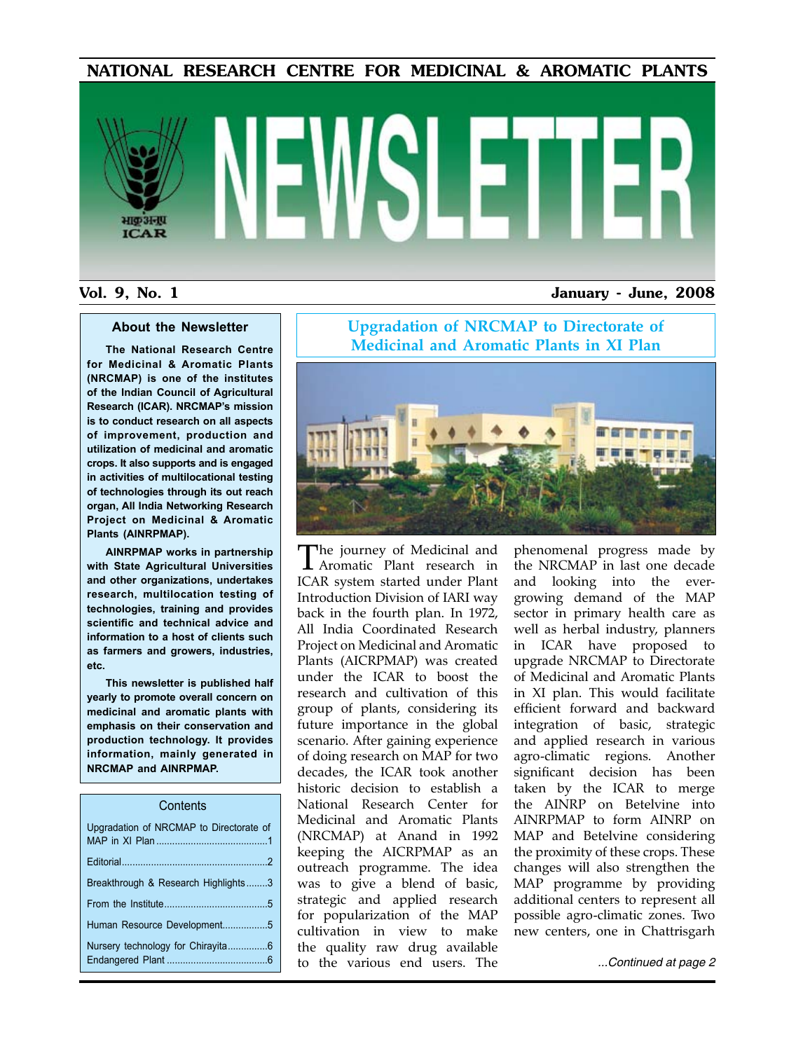# NATIONAL RESEARCH CENTRE FOR MEDICINAL & AROMATIC PLANTS

# NEWSLETTER

**Vol. 9, No. 1** **January - June, 2008**

### About the Newsletter

**The National Research Centre for Medicinal & Aromatic Plants (NRCMAP) is one of the institutes of the Indian Council of Agricultural Research (ICAR). NRCMAP's mission is to conduct research on all aspects of improvement, production and utilization of medicinal and aromatic crops. It also supports and is engaged in activities of multilocational testing of technologies through its out reach organ, All India Networking Research Project on Medicinal & Aromatic Plants (AINRPMAP).**

**AINRPMAP works in partnership with State Agricultural Universities and other organizations, undertakes research, multilocation testing of technologies, training and provides scientific and technical advice and information to a host of clients such as farmers and growers, industries, etc.**

**This newsletter is published half yearly to promote overall concern on medicinal and aromatic plants with emphasis on their conservation and production technology. It provides information, mainly generated in NRCMAP and AINRPMAP.**

### Contents

- Upgradation of NRCMAP to Directorate of MAP in XI Plan ....... 1
- Editorial ....... 2
- Breakthrough & Research Highlights ....... 3
- From the Institute ....... 5
- Human Resource Development ....... 5
- Nursery technology for Chirayita ....... 6
- Endangered Plant ....... 6

## Upgradation of NRCMAP to Directorate of Medicinal and Aromatic Plants in XI Plan

The journey of Medicinal and Aromatic Plant research in ICAR system started under Plant Introduction Division of IARI way back in the fourth plan. In 1972, All India Coordinated Research Project on Medicinal and Aromatic Plants (AICRPMAP) was created under the ICAR to boost the research and cultivation of this group of plants, considering its future importance in the global scenario. After gaining experience of doing research on MAP for two decades, the ICAR took another historic decision to establish a National Research Center for Medicinal and Aromatic Plants (NRCMAP) at Anand in 1992 keeping the AICRPMAP as an outreach programme. The idea was to give a blend of basic, strategic and applied research for popularization of the MAP cultivation in view to make the quality raw drug available to the various end users. The phenomenal progress made by the NRCMAP in last one decade and looking into the ever-growing demand of the MAP sector in primary health care as well as herbal industry, planners in ICAR have proposed to upgrade NRCMAP to Directorate of Medicinal and Aromatic Plants in XI plan. This would facilitate efficient forward and backward integration of basic, strategic and applied research in various agro-climatic regions. Another significant decision has been taken by the ICAR to merge the AINRP on Betelvine into AINRPMAP to form AINRP on MAP and Betelvine considering the proximity of these crops. These changes will also strengthen the MAP programme by providing additional centers to represent all possible agro-climatic zones. Two new centers, one in Chattrisgarh

*...Continued at page 2*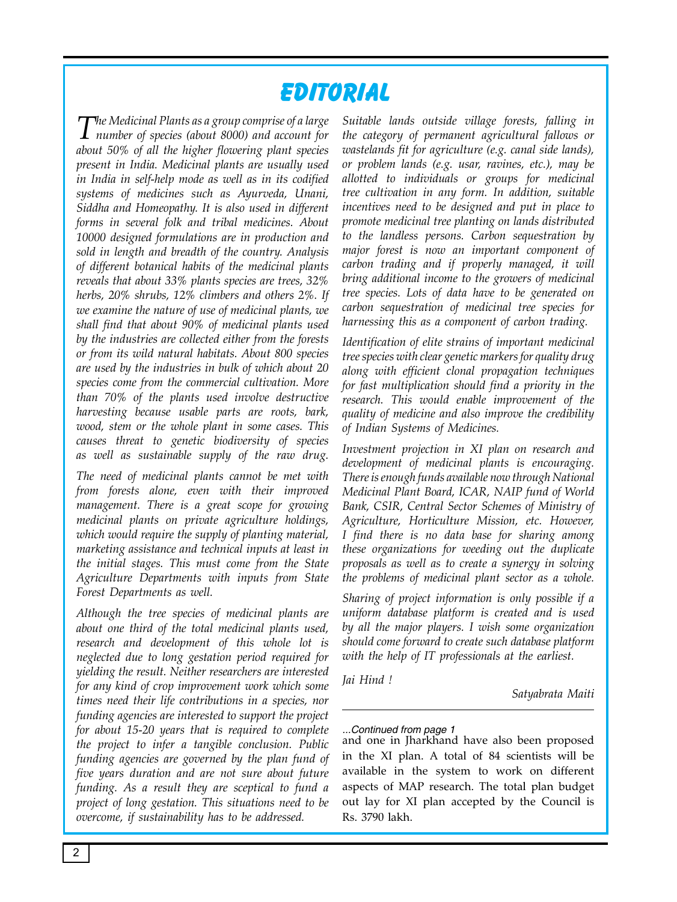# EDITORIAL

*The Medicinal Plants as a group comprise of a large number of species (about 8000) and account for about 50% of all the higher flowering plant species present in India. Medicinal plants are usually used in India in self-help mode as well as in its codified systems of medicines such as Ayurveda, Unani, Siddha and Homeopathy. It is also used in different forms in several folk and tribal medicines. About 10000 designed formulations are in production and sold in length and breadth of the country. Analysis of different botanical habits of the medicinal plants reveals that about 33% plants species are trees, 32% herbs, 20% shrubs, 12% climbers and others 2%. If we examine the nature of use of medicinal plants, we shall find that about 90% of medicinal plants used by the industries are collected either from the forests or from its wild natural habitats. About 800 species are used by the industries in bulk of which about 20 species come from the commercial cultivation. More than 70% of the plants used involve destructive harvesting because usable parts are roots, bark, wood, stem or the whole plant in some cases. This causes threat to genetic biodiversity of species as well as sustainable supply of the raw drug.*

*The need of medicinal plants cannot be met with from forests alone, even with their improved management. There is a great scope for growing medicinal plants on private agriculture holdings, which would require the supply of planting material, marketing assistance and technical inputs at least in the initial stages. This must come from the State Agriculture Departments with inputs from State Forest Departments as well.*

*Although the tree species of medicinal plants are about one third of the total medicinal plants used, research and development of this whole lot is neglected due to long gestation period required for yielding the result. Neither researchers are interested for any kind of crop improvement work which some times need their life contributions in a species, nor funding agencies are interested to support the project for about 15-20 years that is required to complete the project to infer a tangible conclusion. Public funding agencies are governed by the plan fund of five years duration and are not sure about future funding. As a result they are sceptical to fund a project of long gestation. This situations need to be overcome, if sustainability has to be addressed.*

*Suitable lands outside village forests, falling in the category of permanent agricultural fallows or wastelands fit for agriculture (e.g. canal side lands), or problem lands (e.g. usar, ravines, etc.), may be allotted to individuals or groups for medicinal tree cultivation in any form. In addition, suitable incentives need to be designed and put in place to promote medicinal tree planting on lands distributed to the landless persons. Carbon sequestration by major forest is now an important component of carbon trading and if properly managed, it will bring additional income to the growers of medicinal tree species. Lots of data have to be generated on carbon sequestration of medicinal tree species for harnessing this as a component of carbon trading.*

*Identification of elite strains of important medicinal tree species with clear genetic markers for quality drug along with efficient clonal propagation techniques for fast multiplication should find a priority in the research. This would enable improvement of the quality of medicine and also improve the credibility of Indian Systems of Medicines.*

*Investment projection in XI plan on research and development of medicinal plants is encouraging. There is enough funds available now through National Medicinal Plant Board, ICAR, NAIP fund of World Bank, CSIR, Central Sector Schemes of Ministry of Agriculture, Horticulture Mission, etc. However, I find there is no data base for sharing among these organizations for weeding out the duplicate proposals as well as to create a synergy in solving the problems of medicinal plant sector as a whole.*

*Sharing of project information is only possible if a uniform database platform is created and is used by all the major players. I wish some organization should come forward to create such database platform with the help of IT professionals at the earliest.*

*Jai Hind !*

*Satyabrata Maiti*

---

*...Continued from page 1*

and one in Jharkhand have also been proposed in the XI plan. A total of 84 scientists will be available in the system to work on different aspects of MAP research. The total plan budget out lay for XI plan accepted by the Council is Rs. 3790 lakh.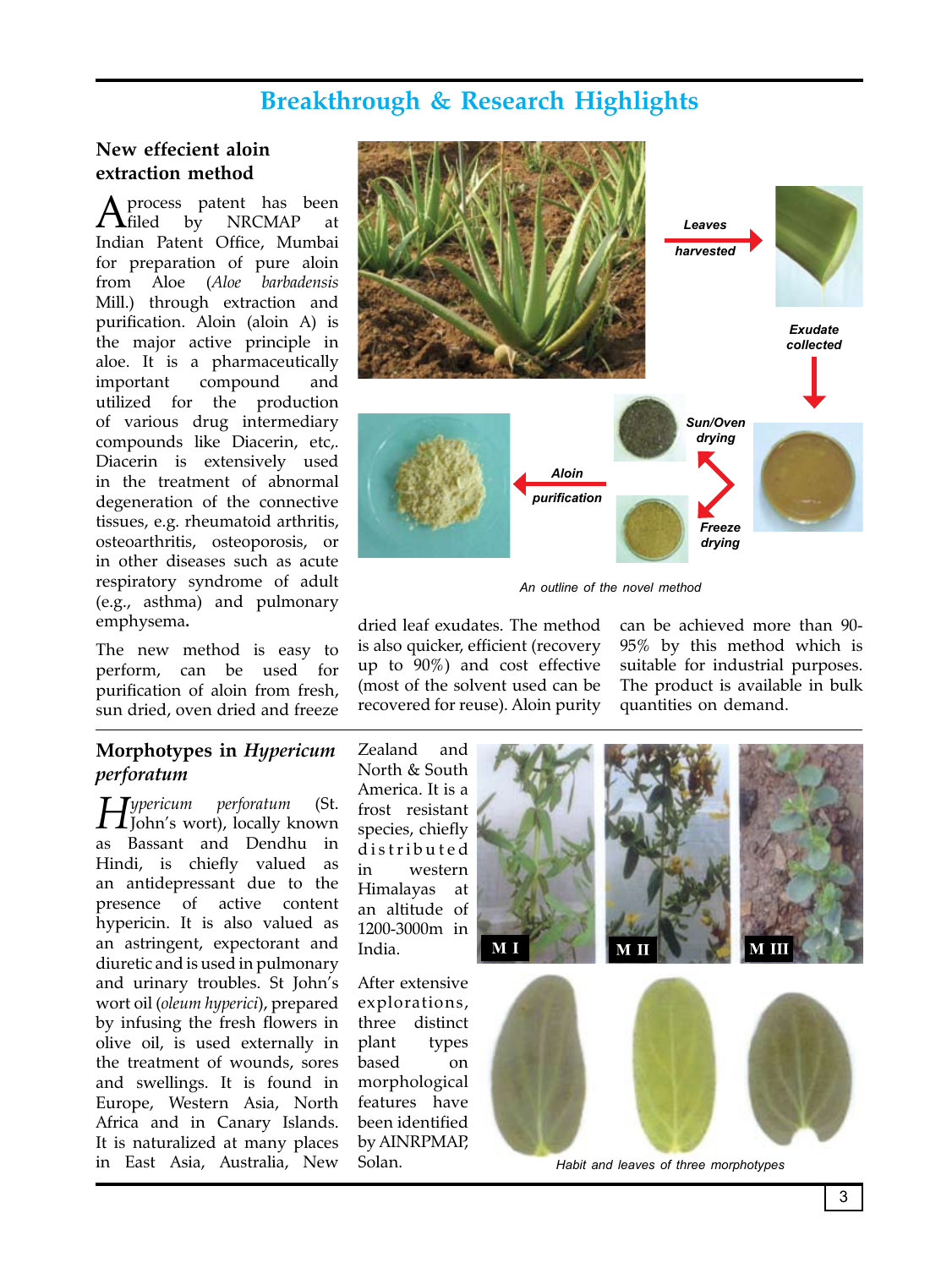## Breakthrough & Research Highlights

### New effecient aloin extraction method

A process patent has been filed by NRCMAP at Indian Patent Office, Mumbai for preparation of pure aloin from Aloe (*Aloe barbadensis* Mill.) through extraction and purification. Aloin (aloin A) is the major active principle in aloe. It is a pharmaceutically important compound and utilized for the production of various drug intermediary compounds like Diacerin, etc,. Diacerin is extensively used in the treatment of abnormal degeneration of the connective tissues, e.g. rheumatoid arthritis, osteoarthritis, osteoporosis, or in other diseases such as acute respiratory syndrome of adult (e.g., asthma) and pulmonary emphysema**.**

The new method is easy to perform, can be used for purification of aloin from fresh, sun dried, oven dried and freeze dried leaf exudates. The method is also quicker, efficient (recovery up to 90%) and cost effective (most of the solvent used can be recovered for reuse). Aloin purity can be achieved more than 90-95% by this method which is suitable for industrial purposes. The product is available in bulk quantities on demand.

Leaves harvested → Exudate collected → Sun/Oven drying / Freeze drying → Aloin purification

*An outline of the novel method*

### Morphotypes in *Hypericum perforatum*

*Hypericum perforatum* (St. John's wort), locally known as Bassant and Dendhu in Hindi, is chiefly valued as an antidepressant due to the presence of active content hypericin. It is also valued as an astringent, expectorant and diuretic and is used in pulmonary and urinary troubles. St John's wort oil (*oleum hyperici*), prepared by infusing the fresh flowers in olive oil, is used externally in the treatment of wounds, sores and swellings. It is found in Europe, Western Asia, North Africa and in Canary Islands. It is naturalized at many places in East Asia, Australia, New Zealand and North & South America. It is a frost resistant species, chiefly distributed in western Himalayas at an altitude of 1200-3000m in India.

After extensive explorations, three distinct plant types based on morphological features have been identified by AINRPMAP, Solan.

M I M II M III

*Habit and leaves of three morphotypes*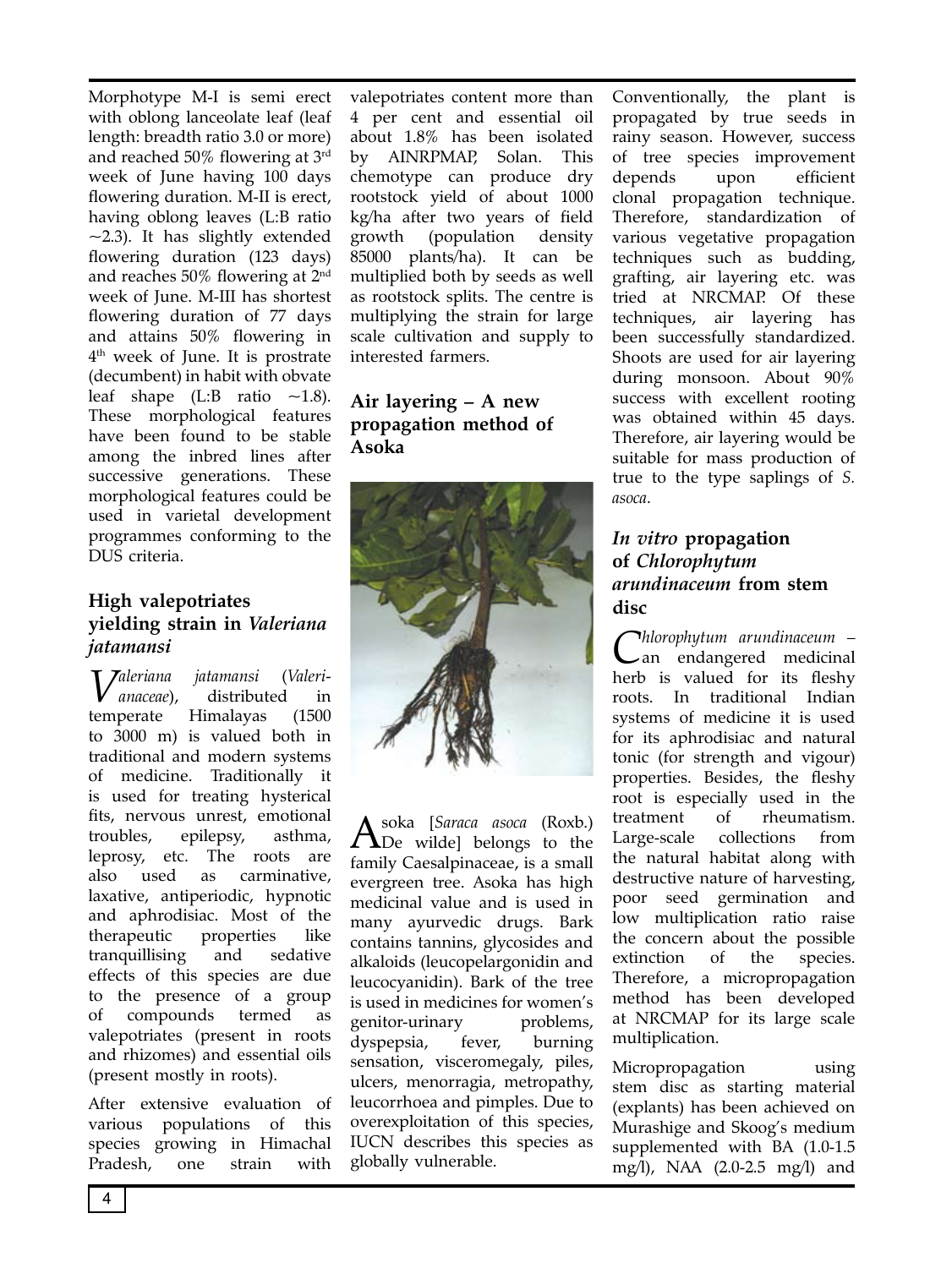Morphotype M-I is semi erect with oblong lanceolate leaf (leaf length: breadth ratio 3.0 or more) and reached 50% flowering at 3rd week of June having 100 days flowering duration. M-II is erect, having oblong leaves (L:B ratio ~2.3). It has slightly extended flowering duration (123 days) and reaches 50% flowering at 2nd week of June. M-III has shortest flowering duration of 77 days and attains 50% flowering in 4th week of June. It is prostrate (decumbent) in habit with obvate leaf shape (L:B ratio ~1.8). These morphological features have been found to be stable among the inbred lines after successive generations. These morphological features could be used in varietal development programmes conforming to the DUS criteria.

## High valepotriates yielding strain in *Valeriana jatamansi*

*Valeriana jatamansi* (*Valerianaceae*), distributed in temperate Himalayas (1500 to 3000 m) is valued both in traditional and modern systems of medicine. Traditionally it is used for treating hysterical fits, nervous unrest, emotional troubles, epilepsy, asthma, leprosy, etc. The roots are also used as carminative, laxative, antiperiodic, hypnotic and aphrodisiac. Most of the therapeutic properties like tranquillising and sedative effects of this species are due to the presence of a group of compounds termed as valepotriates (present in roots and rhizomes) and essential oils (present mostly in roots).

After extensive evaluation of various populations of this species growing in Himachal Pradesh, one strain with valepotriates content more than 4 per cent and essential oil about 1.8% has been isolated by AINRPMAP, Solan. This chemotype can produce dry rootstock yield of about 1000 kg/ha after two years of field growth (population density 85000 plants/ha). It can be multiplied both by seeds as well as rootstock splits. The centre is multiplying the strain for large scale cultivation and supply to interested farmers.

## Air layering – A new propagation method of Asoka

Asoka [*Saraca asoca* (Roxb.) De wilde] belongs to the family Caesalpinaceae, is a small evergreen tree. Asoka has high medicinal value and is used in many ayurvedic drugs. Bark contains tannins, glycosides and alkaloids (leucopelargonidin and leucocyanidin). Bark of the tree is used in medicines for women's genitor-urinary problems, dyspepsia, fever, burning sensation, visceromegaly, piles, ulcers, menorragia, metropathy, leucorrhoea and pimples. Due to overexploitation of this species, IUCN describes this species as globally vulnerable.

Conventionally, the plant is propagated by true seeds in rainy season. However, success of tree species improvement depends upon efficient clonal propagation technique. Therefore, standardization of various vegetative propagation techniques such as budding, grafting, air layering etc. was tried at NRCMAP. Of these techniques, air layering has been successfully standardized. Shoots are used for air layering during monsoon. About 90% success with excellent rooting was obtained within 45 days. Therefore, air layering would be suitable for mass production of true to the type saplings of *S. asoca*.

## *In vitro* propagation of *Chlorophytum arundinaceum* from stem disc

*Chlorophytum arundinaceum* – an endangered medicinal herb is valued for its fleshy roots. In traditional Indian systems of medicine it is used for its aphrodisiac and natural tonic (for strength and vigour) properties. Besides, the fleshy root is especially used in the treatment of rheumatism. Large-scale collections from the natural habitat along with destructive nature of harvesting, poor seed germination and low multiplication ratio raise the concern about the possible extinction of the species. Therefore, a micropropagation method has been developed at NRCMAP for its large scale multiplication.

Micropropagation using stem disc as starting material (explants) has been achieved on Murashige and Skoog's medium supplemented with BA (1.0-1.5 mg/l), NAA (2.0-2.5 mg/l) and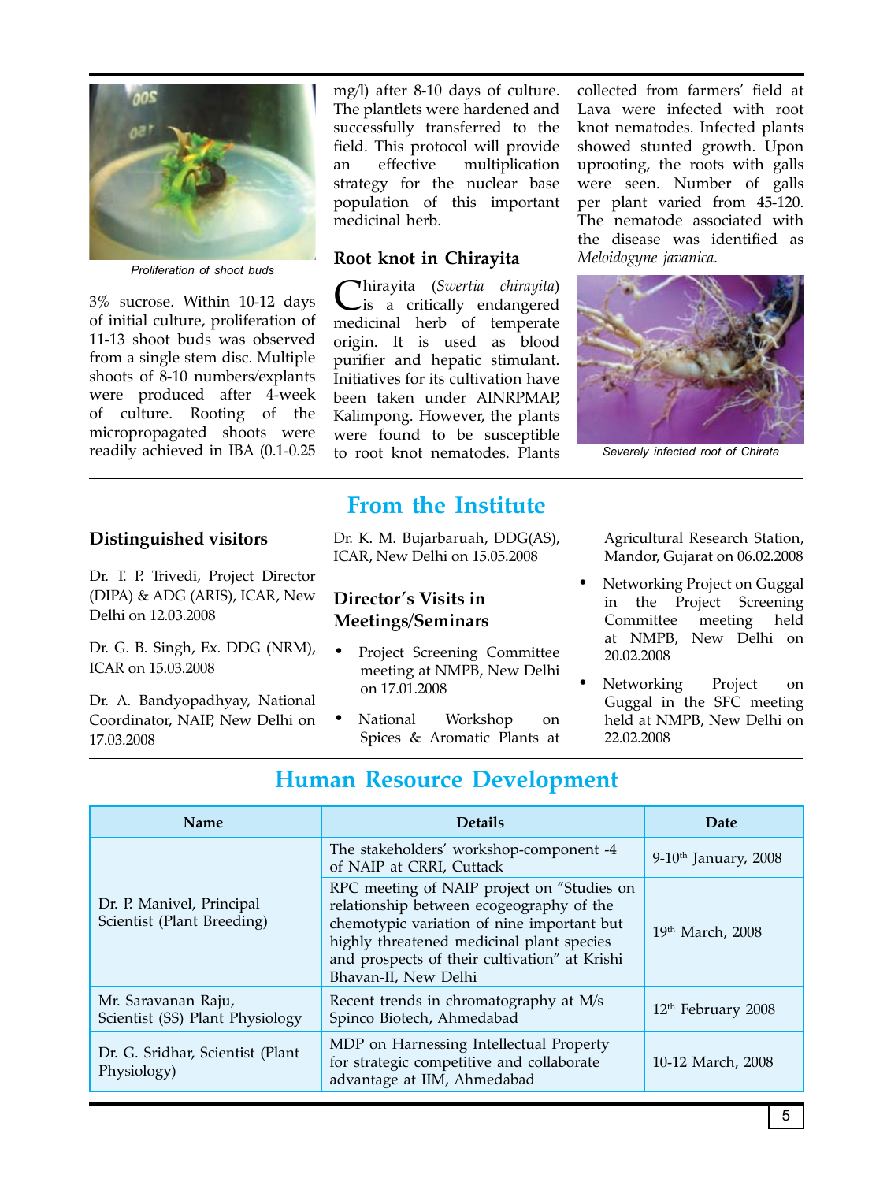Proliferation of shoot buds

3% sucrose. Within 10-12 days of initial culture, proliferation of 11-13 shoot buds was observed from a single stem disc. Multiple shoots of 8-10 numbers/explants were produced after 4-week of culture. Rooting of the micropropagated shoots were readily achieved in IBA (0.1-0.25 mg/l) after 8-10 days of culture. The plantlets were hardened and successfully transferred to the field. This protocol will provide an effective multiplication strategy for the nuclear base population of this important medicinal herb.

### Root knot in Chirayita

Chirayita (*Swertia chirayita*) is a critically endangered medicinal herb of temperate origin. It is used as blood purifier and hepatic stimulant. Initiatives for its cultivation have been taken under AINRPMAP, Kalimpong. However, the plants were found to be susceptible to root knot nematodes. Plants collected from farmers' field at Lava were infected with root knot nematodes. Infected plants showed stunted growth. Upon uprooting, the roots with galls were seen. Number of galls per plant varied from 45-120. The nematode associated with the disease was identified as *Meloidogyne javanica.*

Severely infected root of Chirata

## From the Institute

### Distinguished visitors

Dr. T. P. Trivedi, Project Director (DIPA) & ADG (ARIS), ICAR, New Delhi on 12.03.2008

Dr. G. B. Singh, Ex. DDG (NRM), ICAR on 15.03.2008

Dr. A. Bandyopadhyay, National Coordinator, NAIP, New Delhi on 17.03.2008

Dr. K. M. Bujarbaruah, DDG(AS), ICAR, New Delhi on 15.05.2008

### Director's Visits in Meetings/Seminars

- Project Screening Committee meeting at NMPB, New Delhi on 17.01.2008
- National Workshop on Spices & Aromatic Plants at Agricultural Research Station, Mandor, Gujarat on 06.02.2008
- Networking Project on Guggal in the Project Screening Committee meeting held at NMPB, New Delhi on 20.02.2008
- Networking Project on Guggal in the SFC meeting held at NMPB, New Delhi on 22.02.2008

## Human Resource Development

| Name | Details | Date |
|---|---|---|
| Dr. P. Manivel, Principal Scientist (Plant Breeding) | The stakeholders' workshop-component -4 of NAIP at CRRI, Cuttack | 9-10th January, 2008 |
| | RPC meeting of NAIP project on "Studies on relationship between ecogeography of the chemotypic variation of nine important but highly threatened medicinal plant species and prospects of their cultivation" at Krishi Bhavan-II, New Delhi | 19th March, 2008 |
| Mr. Saravanan Raju, Scientist (SS) Plant Physiology | Recent trends in chromatography at M/s Spinco Biotech, Ahmedabad | 12th February 2008 |
| Dr. G. Sridhar, Scientist (Plant Physiology) | MDP on Harnessing Intellectual Property for strategic competitive and collaborate advantage at IIM, Ahmedabad | 10-12 March, 2008 |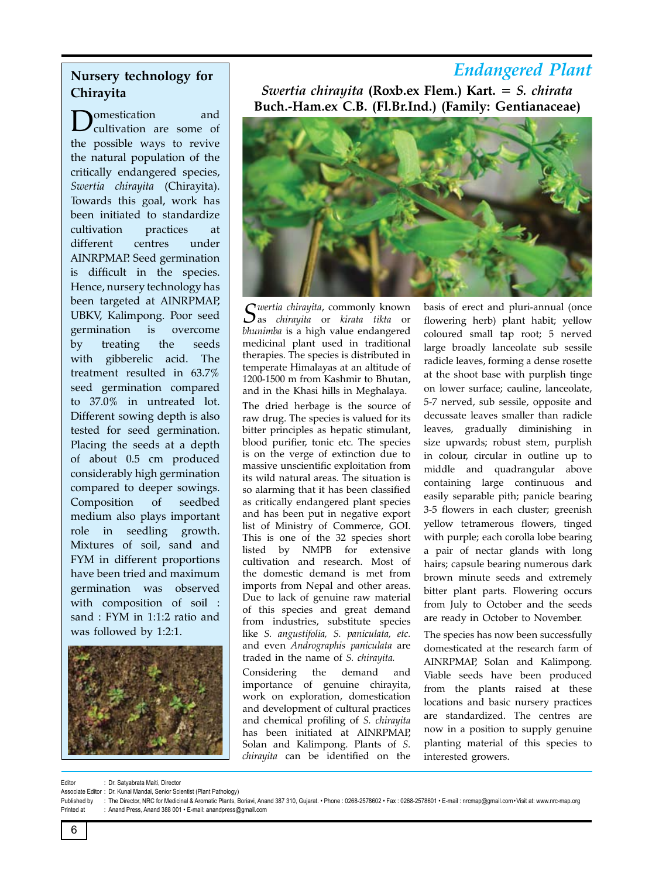## Nursery technology for Chirayita

Domestication and cultivation are some of the possible ways to revive the natural population of the critically endangered species, *Swertia chirayita* (Chirayita). Towards this goal, work has been initiated to standardize cultivation practices at different centres under AINRPMAP. Seed germination is difficult in the species. Hence, nursery technology has been targeted at AINRPMAP, UBKV, Kalimpong. Poor seed germination is overcome by treating the seeds with gibberelic acid. The treatment resulted in 63.7% seed germination compared to 37.0% in untreated lot. Different sowing depth is also tested for seed germination. Placing the seeds at a depth of about 0.5 cm produced considerably high germination compared to deeper sowings. Composition of seedbed medium also plays important role in seedling growth. Mixtures of soil, sand and FYM in different proportions have been tried and maximum germination was observed with composition of soil : sand : FYM in 1:1:2 ratio and was followed by 1:2:1.

# *Endangered Plant*

### *Swertia chirayita* (Roxb.ex Flem.) Kart. = *S. chirata* Buch.-Ham.ex C.B. (Fl.Br.Ind.) (Family: Gentianaceae)

*Swertia chirayita*, commonly known as *chirayita* or *kirata tikta* or *bhunimba* is a high value endangered medicinal plant used in traditional therapies. The species is distributed in temperate Himalayas at an altitude of 1200-1500 m from Kashmir to Bhutan, and in the Khasi hills in Meghalaya.

The dried herbage is the source of raw drug. The species is valued for its bitter principles as hepatic stimulant, blood purifier, tonic etc. The species is on the verge of extinction due to massive unscientific exploitation from its wild natural areas. The situation is so alarming that it has been classified as critically endangered plant species and has been put in negative export list of Ministry of Commerce, GOI. This is one of the 32 species short listed by NMPB for extensive cultivation and research. Most of the domestic demand is met from imports from Nepal and other areas. Due to lack of genuine raw material of this species and great demand from industries, substitute species like *S. angustifolia*, *S. paniculata*, *etc.* and even *Andrographis paniculata* are traded in the name of *S. chirayita.*

Considering the demand and importance of genuine chirayita, work on exploration, domestication and development of cultural practices and chemical profiling of *S. chirayita* has been initiated at AINRPMAP, Solan and Kalimpong. Plants of *S. chirayita* can be identified on the basis of erect and pluri-annual (once flowering herb) plant habit; yellow coloured small tap root; 5 nerved large broadly lanceolate sub sessile radicle leaves, forming a dense rosette at the shoot base with purplish tinge on lower surface; cauline, lanceolate, 5-7 nerved, sub sessile, opposite and decussate leaves smaller than radicle leaves, gradually diminishing in size upwards; robust stem, purplish in colour, circular in outline up to middle and quadrangular above containing large continuous and easily separable pith; panicle bearing 3-5 flowers in each cluster; greenish yellow tetramerous flowers, tinged with purple; each corolla lobe bearing a pair of nectar glands with long hairs; capsule bearing numerous dark brown minute seeds and extremely bitter plant parts. Flowering occurs from July to October and the seeds are ready in October to November.

The species has now been successfully domesticated at the research farm of AINRPMAP, Solan and Kalimpong. Viable seeds have been produced from the plants raised at these locations and basic nursery practices are standardized. The centres are now in a position to supply genuine planting material of this species to interested growers.

Editor : Dr. Satyabrata Maiti, Director
Associate Editor : Dr. Kunal Mandal, Senior Scientist (Plant Pathology)
Published by : The Director, NRC for Medicinal & Aromatic Plants, Boriavi, Anand 387 310, Gujarat. • Phone : 0268-2578602 • Fax : 0268-2578601 • E-mail : nrcmap@gmail.com • Visit at: www.nrc-map.org
Printed at : Anand Press, Anand 388 001 • E-mail: anandpress@gmail.com